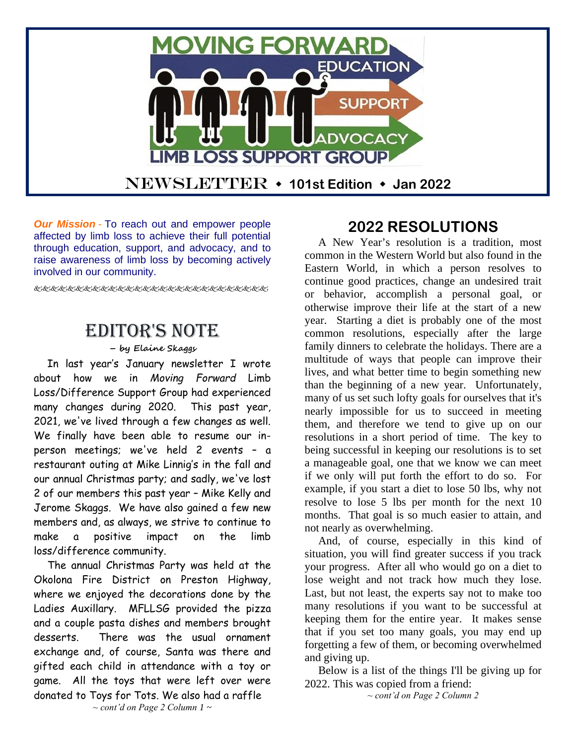# MOVING FORWARD

EDUCATION · SUPPORT · ADVOCACY

LIMB LOSS SUPPORT GROUP

NEWSLETTER ◆ **101st Edition** ◆ **Jan 2022**

***Our Mission*** - To reach out and empower people affected by limb loss to achieve their full potential through education, support, and advocacy, and to raise awareness of limb loss by becoming actively involved in our community.

## EDITOR'S NOTE

*– by Elaine Skaggs*

In last year's January newsletter I wrote about how we in *Moving Forward* Limb Loss/Difference Support Group had experienced many changes during 2020. This past year, 2021, we've lived through a few changes as well. We finally have been able to resume our in-person meetings; we've held 2 events – a restaurant outing at Mike Linnig's in the fall and our annual Christmas party; and sadly, we've lost 2 of our members this past year – Mike Kelly and Jerome Skaggs. We have also gained a few new members and, as always, we strive to continue to make a positive impact on the limb loss/difference community.

The annual Christmas Party was held at the Okolona Fire District on Preston Highway, where we enjoyed the decorations done by the Ladies Auxillary. MFLLSG provided the pizza and a couple pasta dishes and members brought desserts. There was the usual ornament exchange and, of course, Santa was there and gifted each child in attendance with a toy or game. All the toys that were left over were donated to Toys for Tots. We also had a raffle

*~ cont'd on Page 2 Column 1 ~*

## 2022 RESOLUTIONS

A New Year's resolution is a tradition, most common in the Western World but also found in the Eastern World, in which a person resolves to continue good practices, change an undesired trait or behavior, accomplish a personal goal, or otherwise improve their life at the start of a new year. Starting a diet is probably one of the most common resolutions, especially after the large family dinners to celebrate the holidays. There are a multitude of ways that people can improve their lives, and what better time to begin something new than the beginning of a new year. Unfortunately, many of us set such lofty goals for ourselves that it's nearly impossible for us to succeed in meeting them, and therefore we tend to give up on our resolutions in a short period of time. The key to being successful in keeping our resolutions is to set a manageable goal, one that we know we can meet if we only will put forth the effort to do so. For example, if you start a diet to lose 50 lbs, why not resolve to lose 5 lbs per month for the next 10 months. That goal is so much easier to attain, and not nearly as overwhelming.

And, of course, especially in this kind of situation, you will find greater success if you track your progress. After all who would go on a diet to lose weight and not track how much they lose. Last, but not least, the experts say not to make too many resolutions if you want to be successful at keeping them for the entire year. It makes sense that if you set too many goals, you may end up forgetting a few of them, or becoming overwhelmed and giving up.

Below is a list of the things I'll be giving up for 2022. This was copied from a friend:

*~ cont'd on Page 2 Column 2*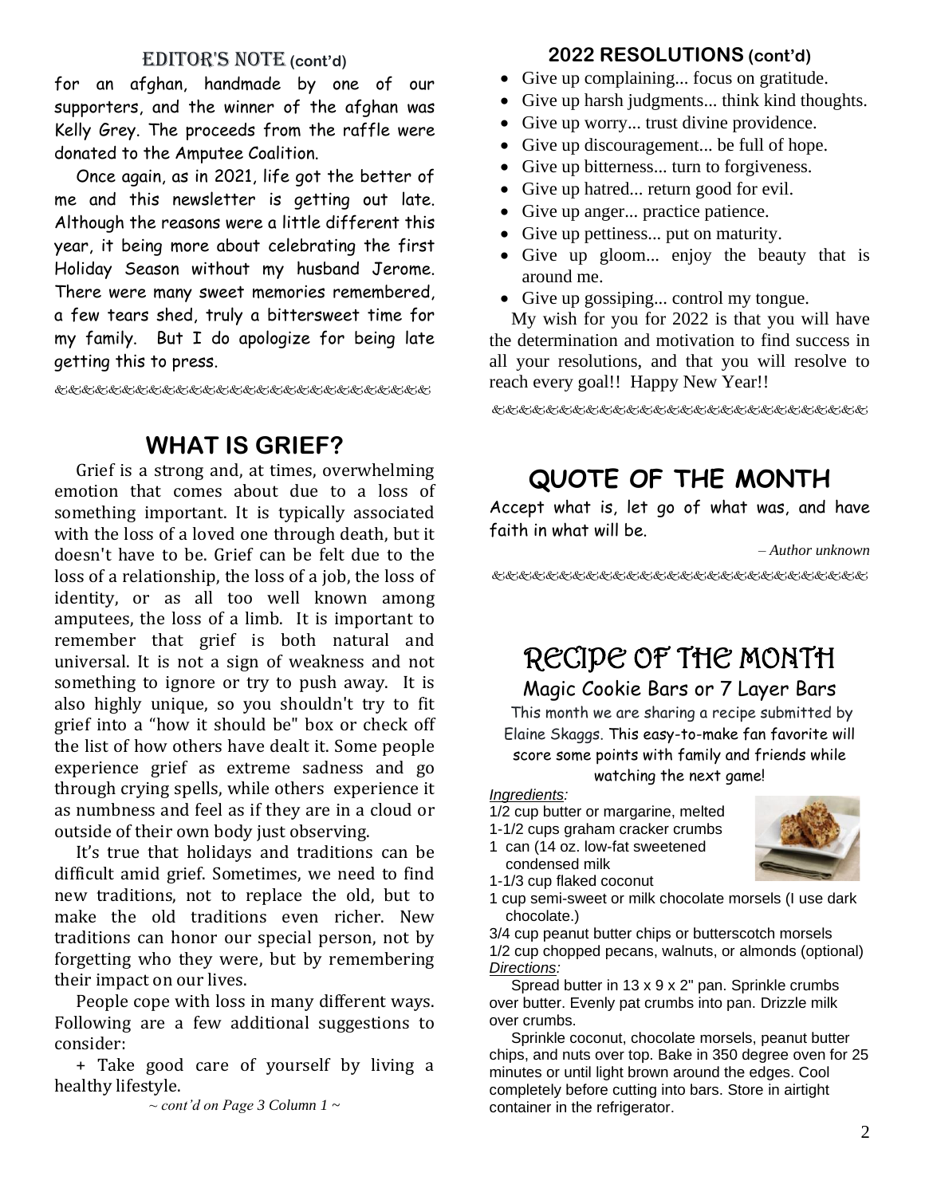## EDITOR'S NOTE (cont'd)

for an afghan, handmade by one of our supporters, and the winner of the afghan was Kelly Grey. The proceeds from the raffle were donated to the Amputee Coalition.

Once again, as in 2021, life got the better of me and this newsletter is getting out late. Although the reasons were a little different this year, it being more about celebrating the first Holiday Season without my husband Jerome. There were many sweet memories remembered, a few tears shed, truly a bittersweet time for my family. But I do apologize for being late getting this to press.

## WHAT IS GRIEF?

Grief is a strong and, at times, overwhelming emotion that comes about due to a loss of something important. It is typically associated with the loss of a loved one through death, but it doesn't have to be. Grief can be felt due to the loss of a relationship, the loss of a job, the loss of identity, or as all too well known among amputees, the loss of a limb. It is important to remember that grief is both natural and universal. It is not a sign of weakness and not something to ignore or try to push away. It is also highly unique, so you shouldn't try to fit grief into a "how it should be" box or check off the list of how others have dealt it. Some people experience grief as extreme sadness and go through crying spells, while others experience it as numbness and feel as if they are in a cloud or outside of their own body just observing.

It's true that holidays and traditions can be difficult amid grief. Sometimes, we need to find new traditions, not to replace the old, but to make the old traditions even richer. New traditions can honor our special person, not by forgetting who they were, but by remembering their impact on our lives.

People cope with loss in many different ways. Following are a few additional suggestions to consider:

+ Take good care of yourself by living a healthy lifestyle.

*~ cont'd on Page 3 Column 1 ~*

## 2022 RESOLUTIONS (cont'd)

- Give up complaining... focus on gratitude.
- Give up harsh judgments... think kind thoughts.
- Give up worry... trust divine providence.
- Give up discouragement... be full of hope.
- Give up bitterness... turn to forgiveness.
- Give up hatred... return good for evil.
- Give up anger... practice patience.
- Give up pettiness... put on maturity.
- Give up gloom... enjoy the beauty that is around me.
- Give up gossiping... control my tongue.

My wish for you for 2022 is that you will have the determination and motivation to find success in all your resolutions, and that you will resolve to reach every goal!! Happy New Year!!

## QUOTE OF THE MONTH

Accept what is, let go of what was, and have faith in what will be.

*– Author unknown*

## RECIPE OF THE MONTH

### Magic Cookie Bars or 7 Layer Bars

This month we are sharing a recipe submitted by Elaine Skaggs. This easy-to-make fan favorite will score some points with family and friends while watching the next game!

*Ingredients:*

1/2 cup butter or margarine, melted
1-1/2 cups graham cracker crumbs
1 can (14 oz. low-fat sweetened condensed milk
1-1/3 cup flaked coconut
1 cup semi-sweet or milk chocolate morsels (I use dark chocolate.)
3/4 cup peanut butter chips or butterscotch morsels
1/2 cup chopped pecans, walnuts, or almonds (optional)

*Directions:*

Spread butter in 13 x 9 x 2" pan. Sprinkle crumbs over butter. Evenly pat crumbs into pan. Drizzle milk over crumbs.

Sprinkle coconut, chocolate morsels, peanut butter chips, and nuts over top. Bake in 350 degree oven for 25 minutes or until light brown around the edges. Cool completely before cutting into bars. Store in airtight container in the refrigerator.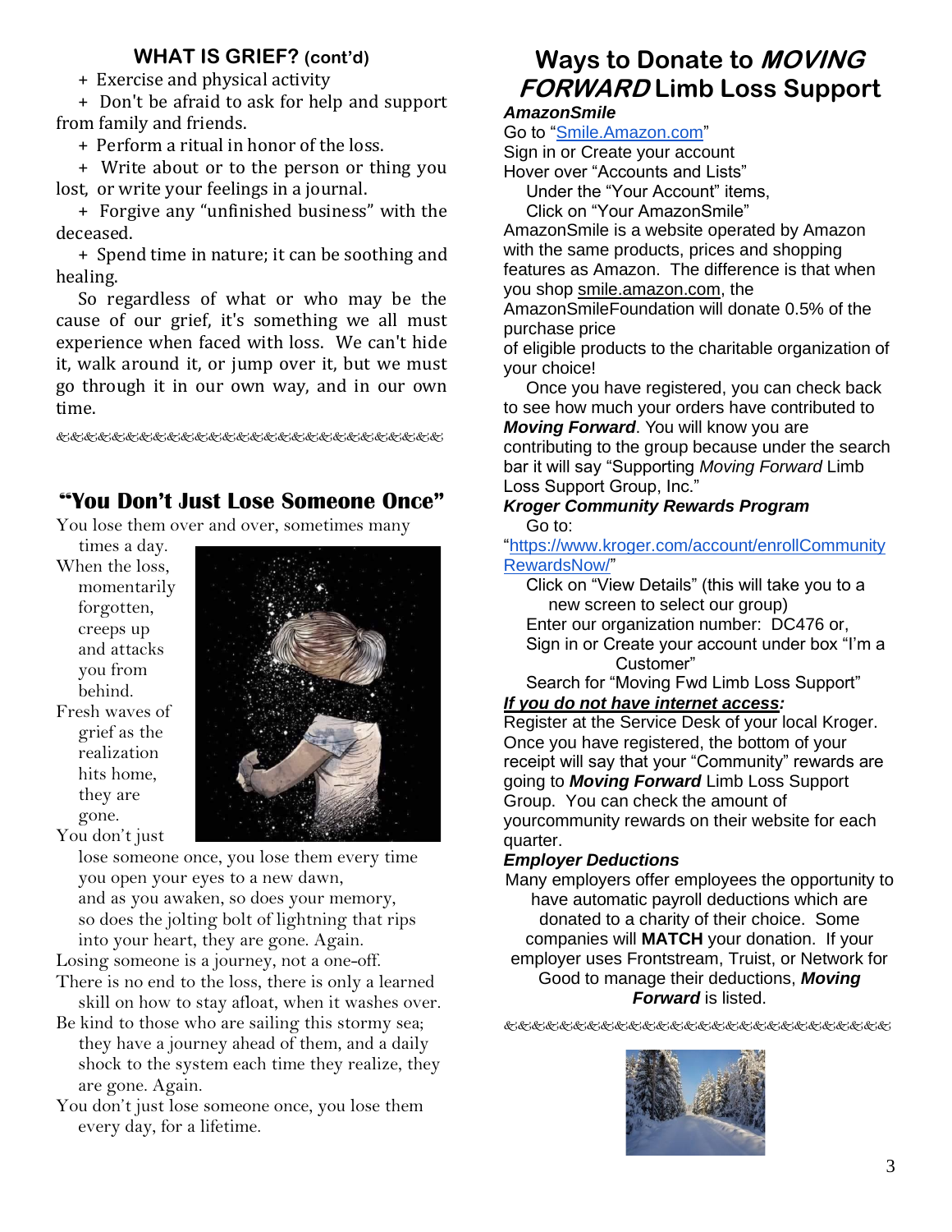## WHAT IS GRIEF? (cont'd)

+ Exercise and physical activity
+ Don't be afraid to ask for help and support from family and friends.
+ Perform a ritual in honor of the loss.
+ Write about or to the person or thing you lost, or write your feelings in a journal.
+ Forgive any "unfinished business" with the deceased.
+ Spend time in nature; it can be soothing and healing.

So regardless of what or who may be the cause of our grief, it's something we all must experience when faced with loss. We can't hide it, walk around it, or jump over it, but we must go through it in our own way, and in our own time.

## "You Don't Just Lose Someone Once"

You lose them over and over, sometimes many times a day.
When the loss, momentarily forgotten, creeps up and attacks you from behind.
Fresh waves of grief as the realization hits home, they are gone.
You don't just lose someone once, you lose them every time you open your eyes to a new dawn, and as you awaken, so does your memory, so does the jolting bolt of lightning that rips into your heart, they are gone. Again.
Losing someone is a journey, not a one-off.
There is no end to the loss, there is only a learned skill on how to stay afloat, when it washes over.
Be kind to those who are sailing this stormy sea; they have a journey ahead of them, and a daily shock to the system each time they realize, they are gone. Again.
You don't just lose someone once, you lose them every day, for a lifetime.

# Ways to Donate to *MOVING FORWARD* Limb Loss Support

***AmazonSmile***

Go to "Smile.Amazon.com"
Sign in or Create your account
Hover over "Accounts and Lists"
Under the "Your Account" items,
Click on "Your AmazonSmile"

AmazonSmile is a website operated by Amazon with the same products, prices and shopping features as Amazon. The difference is that when you shop smile.amazon.com, the AmazonSmileFoundation will donate 0.5% of the purchase price of eligible products to the charitable organization of your choice!

Once you have registered, you can check back to see how much your orders have contributed to ***Moving Forward***. You will know you are contributing to the group because under the search bar it will say "Supporting *Moving Forward* Limb Loss Support Group, Inc."

***Kroger Community Rewards Program***

Go to: "https://www.kroger.com/account/enrollCommunityRewardsNow/"
Click on "View Details" (this will take you to a new screen to select our group)
Enter our organization number: DC476 or,
Sign in or Create your account under box "I'm a Customer"
Search for "Moving Fwd Limb Loss Support"

***If you do not have internet access:***

Register at the Service Desk of your local Kroger. Once you have registered, the bottom of your receipt will say that your "Community" rewards are going to ***Moving Forward*** Limb Loss Support Group. You can check the amount of yourcommunity rewards on their website for each quarter.

***Employer Deductions***

Many employers offer employees the opportunity to have automatic payroll deductions which are donated to a charity of their choice. Some companies will **MATCH** your donation. If your employer uses Frontstream, Truist, or Network for Good to manage their deductions, ***Moving Forward*** is listed.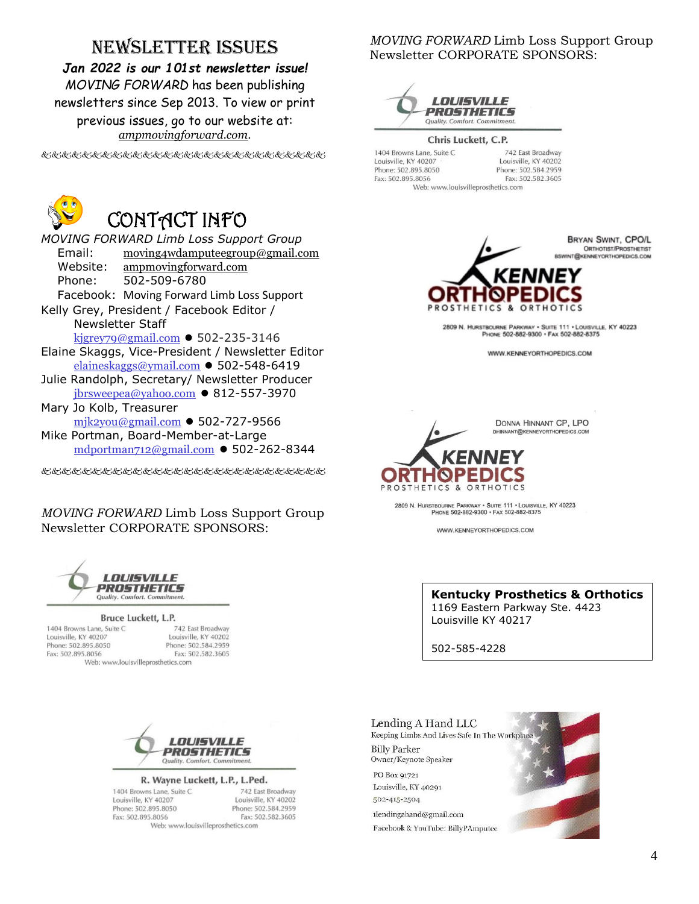## NEWSLETTER ISSUES

***Jan 2022 is our 101st newsletter issue!***

*MOVING FORWARD* has been publishing newsletters since Sep 2013. To view or print previous issues, go to our website at: *ampmovingforward.com*.

## CONTACT INFO

*MOVING FORWARD Limb Loss Support Group*

Email: moving4wdamputeegroup@gmail.com
Website: ampmovingforward.com
Phone: 502-509-6780
Facebook: Moving Forward Limb Loss Support

Kelly Grey, President / Facebook Editor / Newsletter Staff
kjgrey79@gmail.com ● 502-235-3146

Elaine Skaggs, Vice-President / Newsletter Editor
elaineskaggs@ymail.com ● 502-548-6419

Julie Randolph, Secretary/ Newsletter Producer
jbrsweepea@yahoo.com ● 812-557-3970

Mary Jo Kolb, Treasurer
mjk2you@gmail.com ● 502-727-9566

Mike Portman, Board-Member-at-Large
mdportman712@gmail.com ● 502-262-8344

*MOVING FORWARD* Limb Loss Support Group Newsletter CORPORATE SPONSORS:

**LOUISVILLE PROSTHETICS**
Quality. Comfort. Commitment.

Bruce Luckett, L.P.

1404 Browns Lane, Suite C
Louisville, KY 40207
Phone: 502.895.8050
Fax: 502.895.8056

742 East Broadway
Louisville, KY 40202
Phone: 502.584.2959
Fax: 502.582.3605

Web: www.louisvilleprosthetics.com

**LOUISVILLE PROSTHETICS**
Quality. Comfort. Commitment.

R. Wayne Luckett, L.P., L.Ped.

1404 Browns Lane, Suite C
Louisville, KY 40207
Phone: 502.895.8050
Fax: 502.895.8056

742 East Broadway
Louisville, KY 40202
Phone: 502.584.2959
Fax: 502.582.3605

Web: www.louisvilleprosthetics.com

*MOVING FORWARD* Limb Loss Support Group Newsletter CORPORATE SPONSORS:

**LOUISVILLE PROSTHETICS**
Quality. Comfort. Commitment.

Chris Luckett, C.P.

1404 Browns Lane, Suite C
Louisville, KY 40207
Phone: 502.895.8050
Fax: 502.895.8056

742 East Broadway
Louisville, KY 40202
Phone: 502.584.2959
Fax: 502.582.3605

Web: www.louisvilleprosthetics.com

**KENNEY ORTHOPEDICS**
PROSTHETICS & ORTHOTICS

Bryan Swint, CPO/L
Orthotist/Prosthetist
BSWINT@KENNEYORTHOPEDICS.COM

2809 N. Hurstbourne Parkway • Suite 111 • Louisville, KY 40223
Phone 502-882-9300 • Fax 502-882-8375

WWW.KENNEYORTHOPEDICS.COM

**KENNEY ORTHOPEDICS**
PROSTHETICS & ORTHOTICS

Donna Hinnant CP, LPO
DHINNANT@KENNEYORTHOPEDICS.COM

2809 N. Hurstbourne Parkway • Suite 111 • Louisville, KY 40223
Phone 502-882-9300 • Fax 502-882-8375

WWW.KENNEYORTHOPEDICS.COM

**Kentucky Prosthetics & Orthotics**
1169 Eastern Parkway Ste. 4423
Louisville KY 40217

502-585-4228

Lending A Hand LLC
Keeping Limbs And Lives Safe In The Workplace

Billy Parker
Owner/Keynote Speaker

PO Box 91721
Louisville, KY 40291
502-415-2504

1lendingahand@gmail.com
Facebook & YouTube: BillyPAmputee